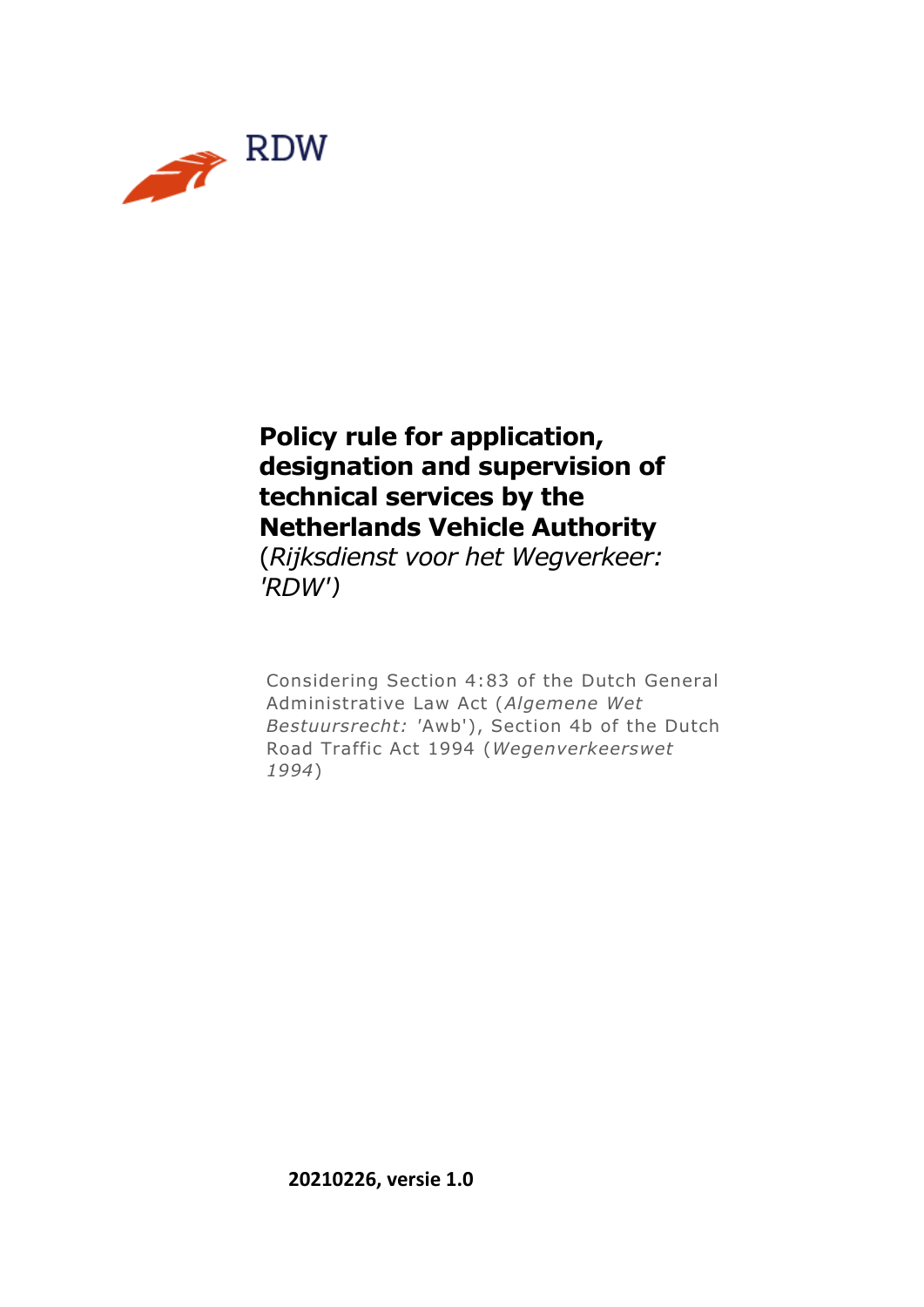RDW

# Policy rule for application, designation and supervision of technical services by the Netherlands Vehicle Authority

(*Rijksdienst voor het Wegverkeer: 'RDW'*)

Considering Section 4:83 of the Dutch General Administrative Law Act (*Algemene Wet Bestuursrecht:* 'Awb'), Section 4b of the Dutch Road Traffic Act 1994 (*Wegenverkeerswet 1994*)

**20210226, versie 1.0**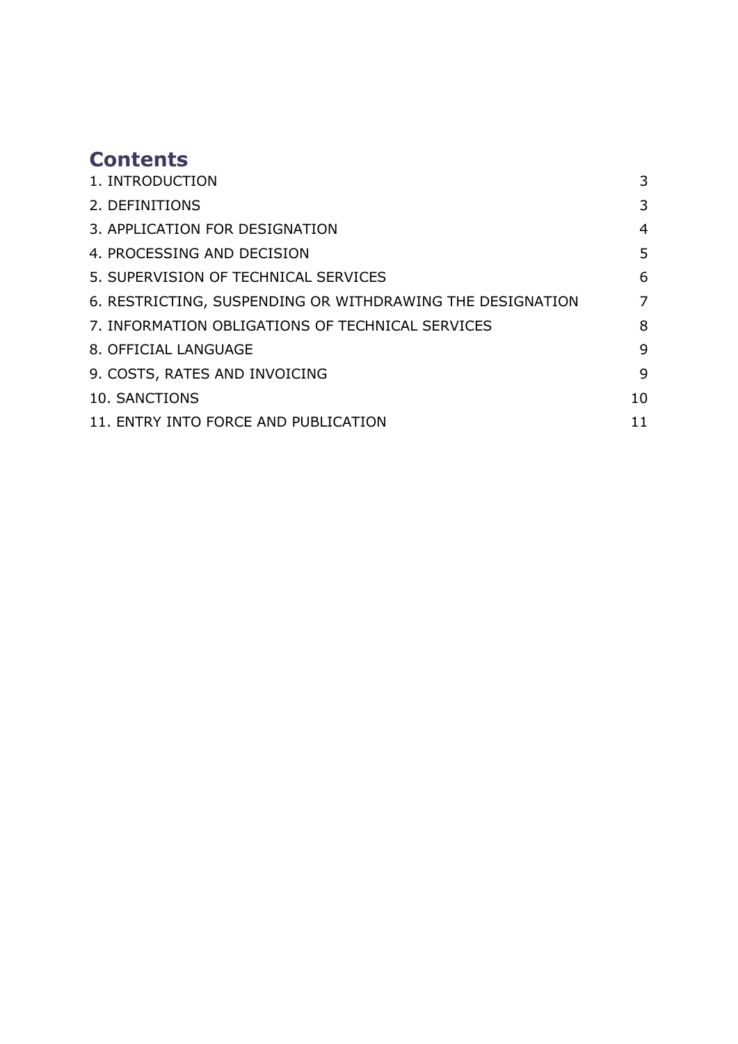# Contents

| | |
|---|---|
| 1. INTRODUCTION | 3 |
| 2. DEFINITIONS | 3 |
| 3. APPLICATION FOR DESIGNATION | 4 |
| 4. PROCESSING AND DECISION | 5 |
| 5. SUPERVISION OF TECHNICAL SERVICES | 6 |
| 6. RESTRICTING, SUSPENDING OR WITHDRAWING THE DESIGNATION | 7 |
| 7. INFORMATION OBLIGATIONS OF TECHNICAL SERVICES | 8 |
| 8. OFFICIAL LANGUAGE | 9 |
| 9. COSTS, RATES AND INVOICING | 9 |
| 10. SANCTIONS | 10 |
| 11. ENTRY INTO FORCE AND PUBLICATION | 11 |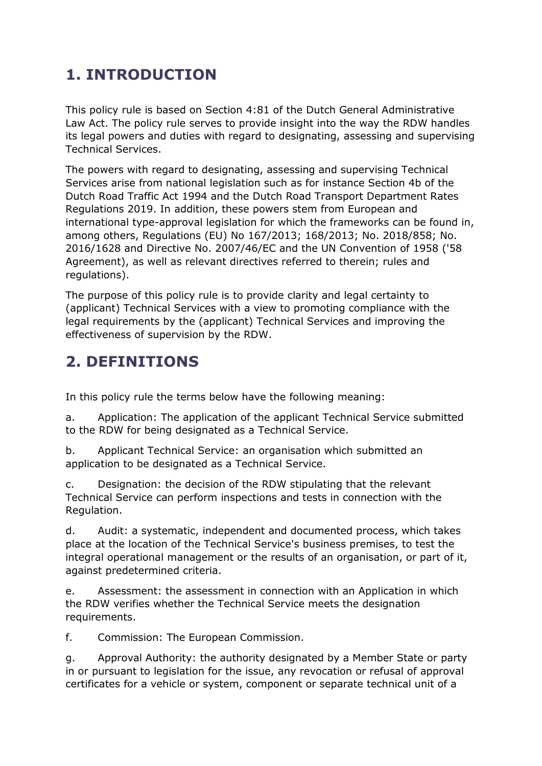## 1. INTRODUCTION

This policy rule is based on Section 4:81 of the Dutch General Administrative Law Act. The policy rule serves to provide insight into the way the RDW handles its legal powers and duties with regard to designating, assessing and supervising Technical Services.

The powers with regard to designating, assessing and supervising Technical Services arise from national legislation such as for instance Section 4b of the Dutch Road Traffic Act 1994 and the Dutch Road Transport Department Rates Regulations 2019. In addition, these powers stem from European and international type-approval legislation for which the frameworks can be found in, among others, Regulations (EU) No 167/2013; 168/2013; No. 2018/858; No. 2016/1628 and Directive No. 2007/46/EC and the UN Convention of 1958 ('58 Agreement), as well as relevant directives referred to therein; rules and regulations).

The purpose of this policy rule is to provide clarity and legal certainty to (applicant) Technical Services with a view to promoting compliance with the legal requirements by the (applicant) Technical Services and improving the effectiveness of supervision by the RDW.

## 2. DEFINITIONS

In this policy rule the terms below have the following meaning:

a. Application: The application of the applicant Technical Service submitted to the RDW for being designated as a Technical Service.

b. Applicant Technical Service: an organisation which submitted an application to be designated as a Technical Service.

c. Designation: the decision of the RDW stipulating that the relevant Technical Service can perform inspections and tests in connection with the Regulation.

d. Audit: a systematic, independent and documented process, which takes place at the location of the Technical Service's business premises, to test the integral operational management or the results of an organisation, or part of it, against predetermined criteria.

e. Assessment: the assessment in connection with an Application in which the RDW verifies whether the Technical Service meets the designation requirements.

f. Commission: The European Commission.

g. Approval Authority: the authority designated by a Member State or party in or pursuant to legislation for the issue, any revocation or refusal of approval certificates for a vehicle or system, component or separate technical unit of a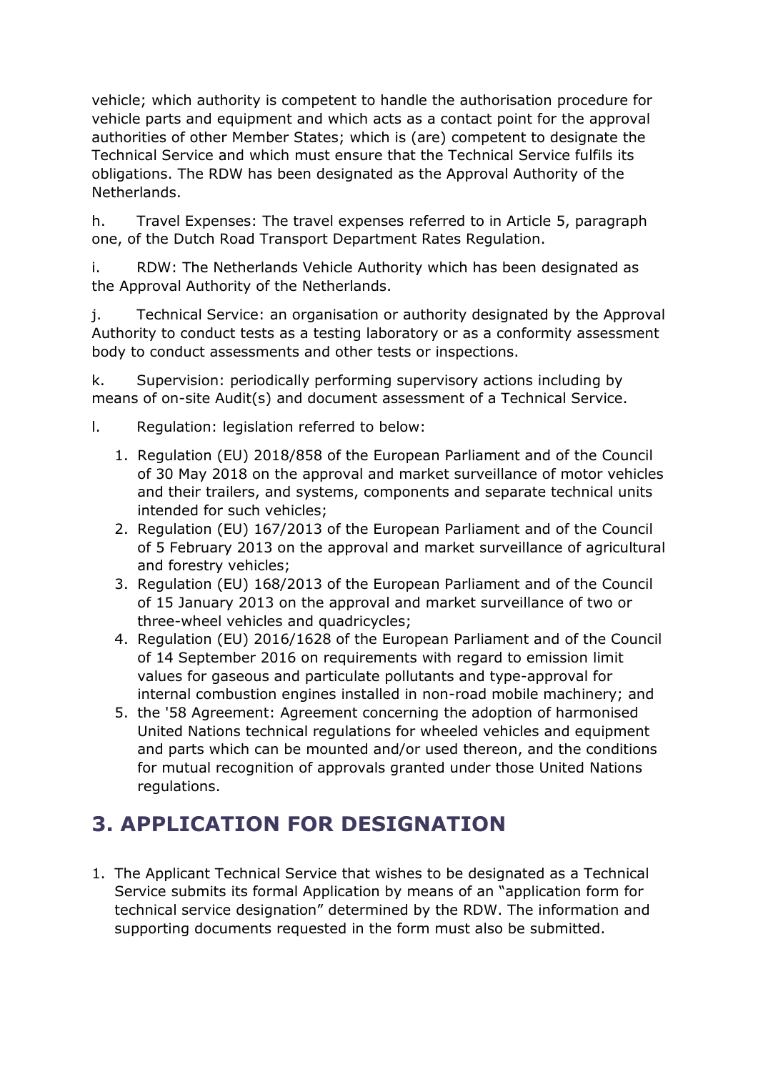vehicle; which authority is competent to handle the authorisation procedure for vehicle parts and equipment and which acts as a contact point for the approval authorities of other Member States; which is (are) competent to designate the Technical Service and which must ensure that the Technical Service fulfils its obligations. The RDW has been designated as the Approval Authority of the Netherlands.

h. Travel Expenses: The travel expenses referred to in Article 5, paragraph one, of the Dutch Road Transport Department Rates Regulation.

i. RDW: The Netherlands Vehicle Authority which has been designated as the Approval Authority of the Netherlands.

j. Technical Service: an organisation or authority designated by the Approval Authority to conduct tests as a testing laboratory or as a conformity assessment body to conduct assessments and other tests or inspections.

k. Supervision: periodically performing supervisory actions including by means of on-site Audit(s) and document assessment of a Technical Service.

l. Regulation: legislation referred to below:

1. Regulation (EU) 2018/858 of the European Parliament and of the Council of 30 May 2018 on the approval and market surveillance of motor vehicles and their trailers, and systems, components and separate technical units intended for such vehicles;
2. Regulation (EU) 167/2013 of the European Parliament and of the Council of 5 February 2013 on the approval and market surveillance of agricultural and forestry vehicles;
3. Regulation (EU) 168/2013 of the European Parliament and of the Council of 15 January 2013 on the approval and market surveillance of two or three-wheel vehicles and quadricycles;
4. Regulation (EU) 2016/1628 of the European Parliament and of the Council of 14 September 2016 on requirements with regard to emission limit values for gaseous and particulate pollutants and type-approval for internal combustion engines installed in non-road mobile machinery; and
5. the '58 Agreement: Agreement concerning the adoption of harmonised United Nations technical regulations for wheeled vehicles and equipment and parts which can be mounted and/or used thereon, and the conditions for mutual recognition of approvals granted under those United Nations regulations.

## 3. APPLICATION FOR DESIGNATION

1. The Applicant Technical Service that wishes to be designated as a Technical Service submits its formal Application by means of an "application form for technical service designation" determined by the RDW. The information and supporting documents requested in the form must also be submitted.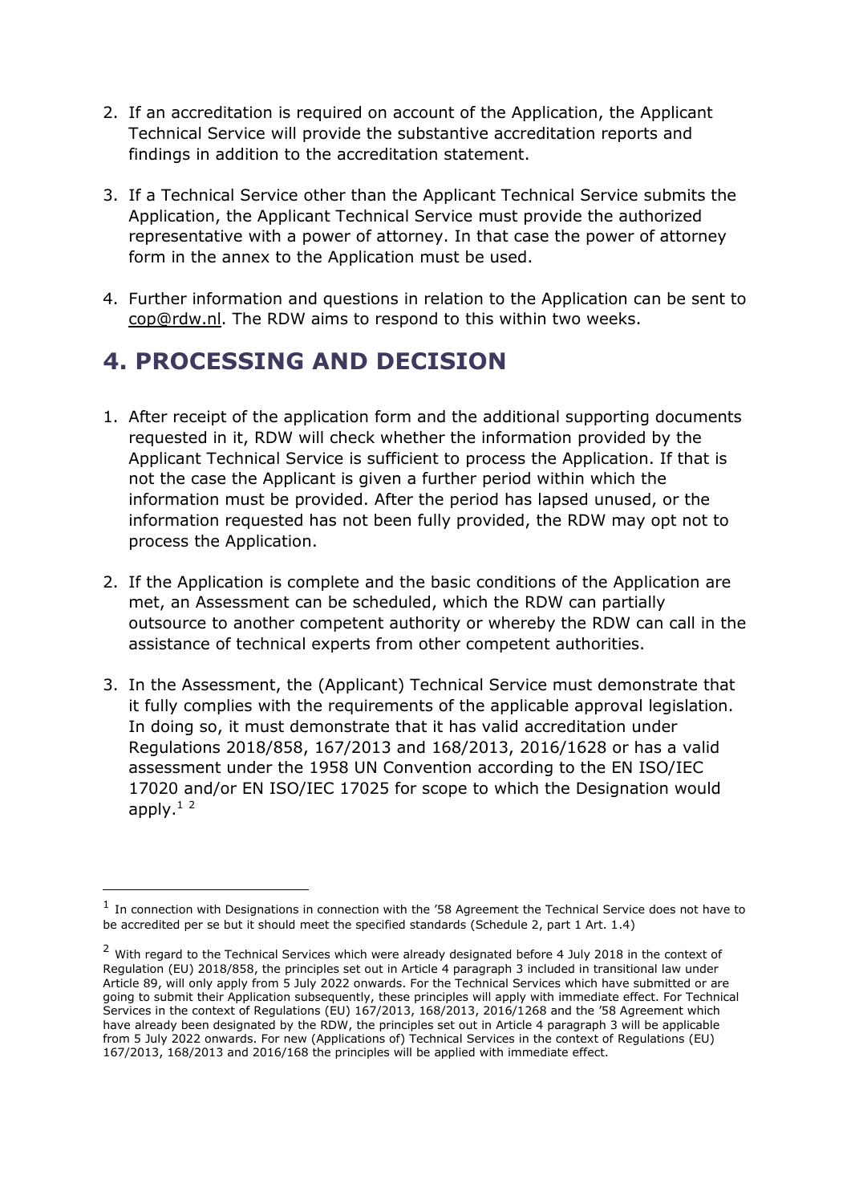2. If an accreditation is required on account of the Application, the Applicant Technical Service will provide the substantive accreditation reports and findings in addition to the accreditation statement.

3. If a Technical Service other than the Applicant Technical Service submits the Application, the Applicant Technical Service must provide the authorized representative with a power of attorney. In that case the power of attorney form in the annex to the Application must be used.

4. Further information and questions in relation to the Application can be sent to cop@rdw.nl. The RDW aims to respond to this within two weeks.

## 4. PROCESSING AND DECISION

1. After receipt of the application form and the additional supporting documents requested in it, RDW will check whether the information provided by the Applicant Technical Service is sufficient to process the Application. If that is not the case the Applicant is given a further period within which the information must be provided. After the period has lapsed unused, or the information requested has not been fully provided, the RDW may opt not to process the Application.

2. If the Application is complete and the basic conditions of the Application are met, an Assessment can be scheduled, which the RDW can partially outsource to another competent authority or whereby the RDW can call in the assistance of technical experts from other competent authorities.

3. In the Assessment, the (Applicant) Technical Service must demonstrate that it fully complies with the requirements of the applicable approval legislation. In doing so, it must demonstrate that it has valid accreditation under Regulations 2018/858, 167/2013 and 168/2013, 2016/1628 or has a valid assessment under the 1958 UN Convention according to the EN ISO/IEC 17020 and/or EN ISO/IEC 17025 for scope to which the Designation would apply.[1] [2]

---

[1] In connection with Designations in connection with the '58 Agreement the Technical Service does not have to be accredited per se but it should meet the specified standards (Schedule 2, part 1 Art. 1.4)

[2] With regard to the Technical Services which were already designated before 4 July 2018 in the context of Regulation (EU) 2018/858, the principles set out in Article 4 paragraph 3 included in transitional law under Article 89, will only apply from 5 July 2022 onwards. For the Technical Services which have submitted or are going to submit their Application subsequently, these principles will apply with immediate effect. For Technical Services in the context of Regulations (EU) 167/2013, 168/2013, 2016/1268 and the '58 Agreement which have already been designated by the RDW, the principles set out in Article 4 paragraph 3 will be applicable from 5 July 2022 onwards. For new (Applications of) Technical Services in the context of Regulations (EU) 167/2013, 168/2013 and 2016/168 the principles will be applied with immediate effect.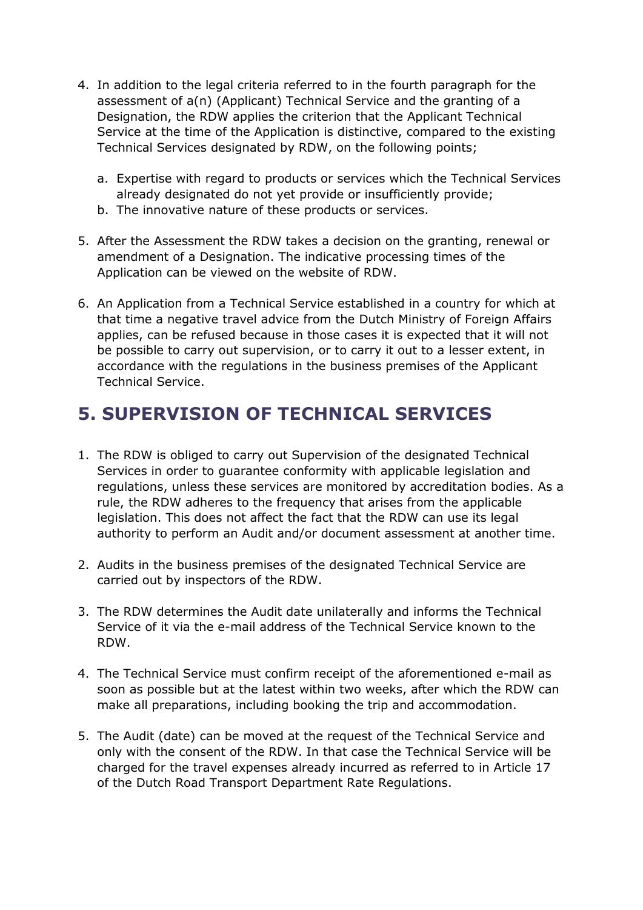4. In addition to the legal criteria referred to in the fourth paragraph for the assessment of a(n) (Applicant) Technical Service and the granting of a Designation, the RDW applies the criterion that the Applicant Technical Service at the time of the Application is distinctive, compared to the existing Technical Services designated by RDW, on the following points;

   a. Expertise with regard to products or services which the Technical Services already designated do not yet provide or insufficiently provide;
   b. The innovative nature of these products or services.

5. After the Assessment the RDW takes a decision on the granting, renewal or amendment of a Designation. The indicative processing times of the Application can be viewed on the website of RDW.

6. An Application from a Technical Service established in a country for which at that time a negative travel advice from the Dutch Ministry of Foreign Affairs applies, can be refused because in those cases it is expected that it will not be possible to carry out supervision, or to carry it out to a lesser extent, in accordance with the regulations in the business premises of the Applicant Technical Service.

## 5. SUPERVISION OF TECHNICAL SERVICES

1. The RDW is obliged to carry out Supervision of the designated Technical Services in order to guarantee conformity with applicable legislation and regulations, unless these services are monitored by accreditation bodies. As a rule, the RDW adheres to the frequency that arises from the applicable legislation. This does not affect the fact that the RDW can use its legal authority to perform an Audit and/or document assessment at another time.

2. Audits in the business premises of the designated Technical Service are carried out by inspectors of the RDW.

3. The RDW determines the Audit date unilaterally and informs the Technical Service of it via the e-mail address of the Technical Service known to the RDW.

4. The Technical Service must confirm receipt of the aforementioned e-mail as soon as possible but at the latest within two weeks, after which the RDW can make all preparations, including booking the trip and accommodation.

5. The Audit (date) can be moved at the request of the Technical Service and only with the consent of the RDW. In that case the Technical Service will be charged for the travel expenses already incurred as referred to in Article 17 of the Dutch Road Transport Department Rate Regulations.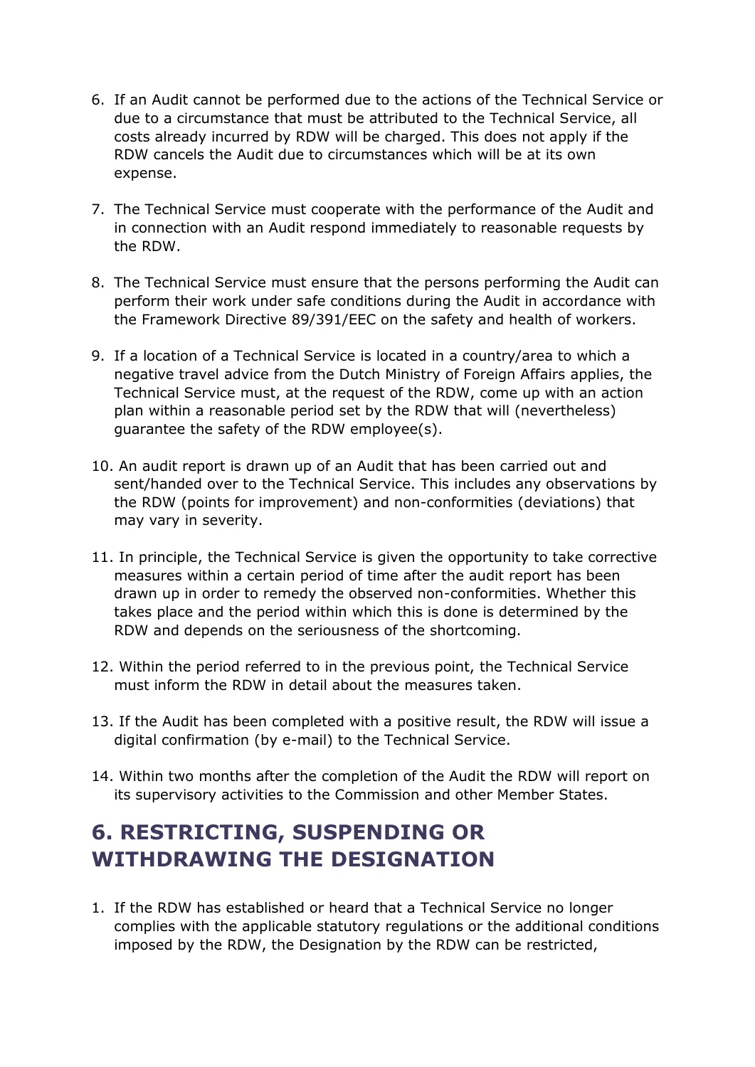6. If an Audit cannot be performed due to the actions of the Technical Service or due to a circumstance that must be attributed to the Technical Service, all costs already incurred by RDW will be charged. This does not apply if the RDW cancels the Audit due to circumstances which will be at its own expense.

7. The Technical Service must cooperate with the performance of the Audit and in connection with an Audit respond immediately to reasonable requests by the RDW.

8. The Technical Service must ensure that the persons performing the Audit can perform their work under safe conditions during the Audit in accordance with the Framework Directive 89/391/EEC on the safety and health of workers.

9. If a location of a Technical Service is located in a country/area to which a negative travel advice from the Dutch Ministry of Foreign Affairs applies, the Technical Service must, at the request of the RDW, come up with an action plan within a reasonable period set by the RDW that will (nevertheless) guarantee the safety of the RDW employee(s).

10. An audit report is drawn up of an Audit that has been carried out and sent/handed over to the Technical Service. This includes any observations by the RDW (points for improvement) and non-conformities (deviations) that may vary in severity.

11. In principle, the Technical Service is given the opportunity to take corrective measures within a certain period of time after the audit report has been drawn up in order to remedy the observed non-conformities. Whether this takes place and the period within which this is done is determined by the RDW and depends on the seriousness of the shortcoming.

12. Within the period referred to in the previous point, the Technical Service must inform the RDW in detail about the measures taken.

13. If the Audit has been completed with a positive result, the RDW will issue a digital confirmation (by e-mail) to the Technical Service.

14. Within two months after the completion of the Audit the RDW will report on its supervisory activities to the Commission and other Member States.

## 6. RESTRICTING, SUSPENDING OR WITHDRAWING THE DESIGNATION

1. If the RDW has established or heard that a Technical Service no longer complies with the applicable statutory regulations or the additional conditions imposed by the RDW, the Designation by the RDW can be restricted,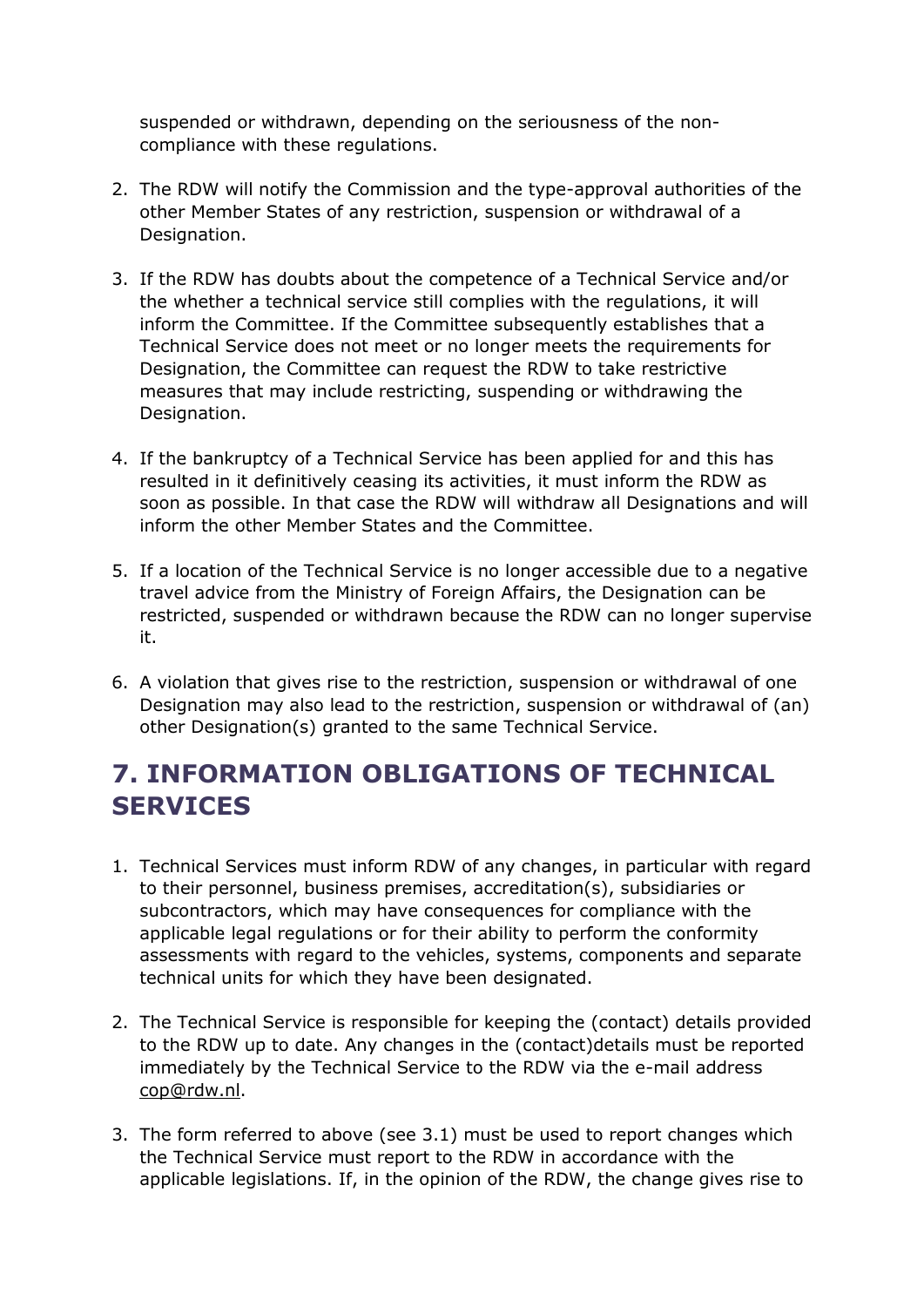suspended or withdrawn, depending on the seriousness of the non-compliance with these regulations.

2. The RDW will notify the Commission and the type-approval authorities of the other Member States of any restriction, suspension or withdrawal of a Designation.

3. If the RDW has doubts about the competence of a Technical Service and/or the whether a technical service still complies with the regulations, it will inform the Committee. If the Committee subsequently establishes that a Technical Service does not meet or no longer meets the requirements for Designation, the Committee can request the RDW to take restrictive measures that may include restricting, suspending or withdrawing the Designation.

4. If the bankruptcy of a Technical Service has been applied for and this has resulted in it definitively ceasing its activities, it must inform the RDW as soon as possible. In that case the RDW will withdraw all Designations and will inform the other Member States and the Committee.

5. If a location of the Technical Service is no longer accessible due to a negative travel advice from the Ministry of Foreign Affairs, the Designation can be restricted, suspended or withdrawn because the RDW can no longer supervise it.

6. A violation that gives rise to the restriction, suspension or withdrawal of one Designation may also lead to the restriction, suspension or withdrawal of (an) other Designation(s) granted to the same Technical Service.

## 7. INFORMATION OBLIGATIONS OF TECHNICAL SERVICES

1. Technical Services must inform RDW of any changes, in particular with regard to their personnel, business premises, accreditation(s), subsidiaries or subcontractors, which may have consequences for compliance with the applicable legal regulations or for their ability to perform the conformity assessments with regard to the vehicles, systems, components and separate technical units for which they have been designated.

2. The Technical Service is responsible for keeping the (contact) details provided to the RDW up to date. Any changes in the (contact)details must be reported immediately by the Technical Service to the RDW via the e-mail address cop@rdw.nl.

3. The form referred to above (see 3.1) must be used to report changes which the Technical Service must report to the RDW in accordance with the applicable legislations. If, in the opinion of the RDW, the change gives rise to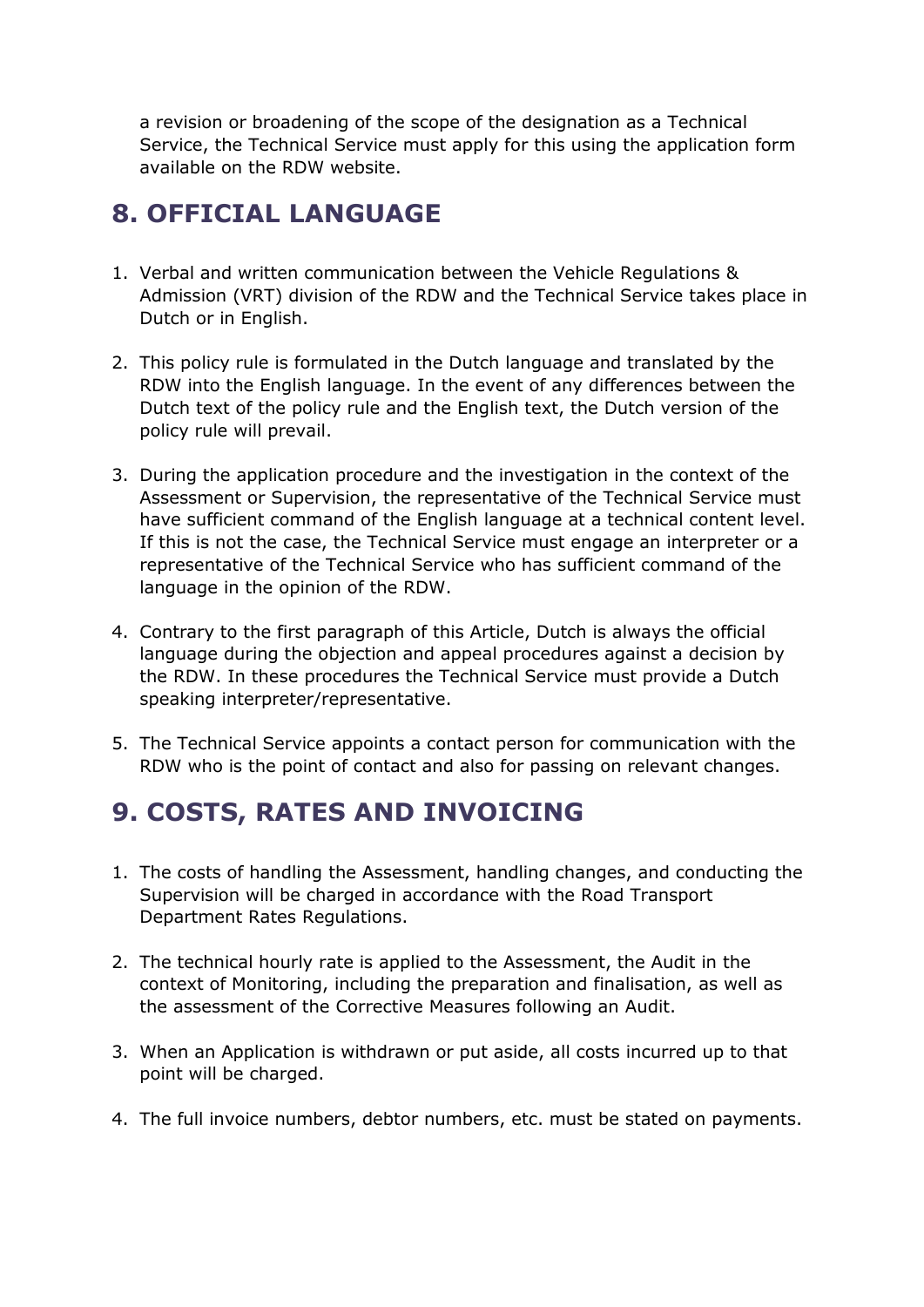a revision or broadening of the scope of the designation as a Technical Service, the Technical Service must apply for this using the application form available on the RDW website.

## 8. OFFICIAL LANGUAGE

1. Verbal and written communication between the Vehicle Regulations & Admission (VRT) division of the RDW and the Technical Service takes place in Dutch or in English.

2. This policy rule is formulated in the Dutch language and translated by the RDW into the English language. In the event of any differences between the Dutch text of the policy rule and the English text, the Dutch version of the policy rule will prevail.

3. During the application procedure and the investigation in the context of the Assessment or Supervision, the representative of the Technical Service must have sufficient command of the English language at a technical content level. If this is not the case, the Technical Service must engage an interpreter or a representative of the Technical Service who has sufficient command of the language in the opinion of the RDW.

4. Contrary to the first paragraph of this Article, Dutch is always the official language during the objection and appeal procedures against a decision by the RDW. In these procedures the Technical Service must provide a Dutch speaking interpreter/representative.

5. The Technical Service appoints a contact person for communication with the RDW who is the point of contact and also for passing on relevant changes.

## 9. COSTS, RATES AND INVOICING

1. The costs of handling the Assessment, handling changes, and conducting the Supervision will be charged in accordance with the Road Transport Department Rates Regulations.

2. The technical hourly rate is applied to the Assessment, the Audit in the context of Monitoring, including the preparation and finalisation, as well as the assessment of the Corrective Measures following an Audit.

3. When an Application is withdrawn or put aside, all costs incurred up to that point will be charged.

4. The full invoice numbers, debtor numbers, etc. must be stated on payments.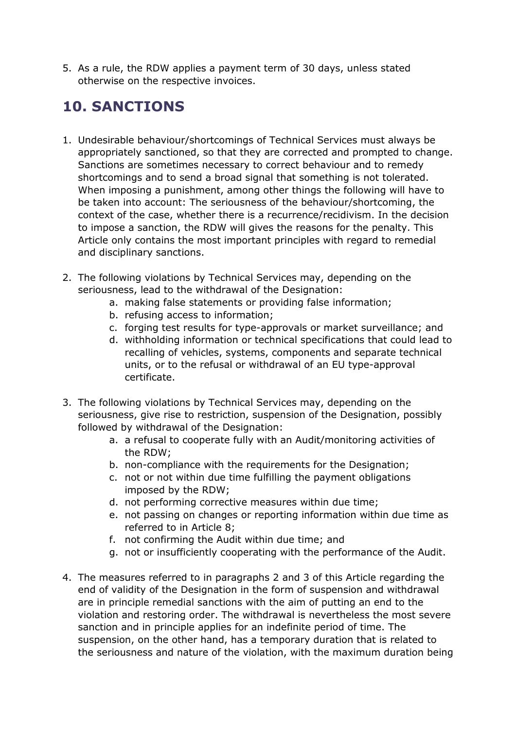5. As a rule, the RDW applies a payment term of 30 days, unless stated otherwise on the respective invoices.

## 10. SANCTIONS

1. Undesirable behaviour/shortcomings of Technical Services must always be appropriately sanctioned, so that they are corrected and prompted to change. Sanctions are sometimes necessary to correct behaviour and to remedy shortcomings and to send a broad signal that something is not tolerated. When imposing a punishment, among other things the following will have to be taken into account: The seriousness of the behaviour/shortcoming, the context of the case, whether there is a recurrence/recidivism. In the decision to impose a sanction, the RDW will gives the reasons for the penalty. This Article only contains the most important principles with regard to remedial and disciplinary sanctions.

2. The following violations by Technical Services may, depending on the seriousness, lead to the withdrawal of the Designation:
   a. making false statements or providing false information;
   b. refusing access to information;
   c. forging test results for type-approvals or market surveillance; and
   d. withholding information or technical specifications that could lead to recalling of vehicles, systems, components and separate technical units, or to the refusal or withdrawal of an EU type-approval certificate.

3. The following violations by Technical Services may, depending on the seriousness, give rise to restriction, suspension of the Designation, possibly followed by withdrawal of the Designation:
   a. a refusal to cooperate fully with an Audit/monitoring activities of the RDW;
   b. non-compliance with the requirements for the Designation;
   c. not or not within due time fulfilling the payment obligations imposed by the RDW;
   d. not performing corrective measures within due time;
   e. not passing on changes or reporting information within due time as referred to in Article 8;
   f. not confirming the Audit within due time; and
   g. not or insufficiently cooperating with the performance of the Audit.

4. The measures referred to in paragraphs 2 and 3 of this Article regarding the end of validity of the Designation in the form of suspension and withdrawal are in principle remedial sanctions with the aim of putting an end to the violation and restoring order. The withdrawal is nevertheless the most severe sanction and in principle applies for an indefinite period of time. The suspension, on the other hand, has a temporary duration that is related to the seriousness and nature of the violation, with the maximum duration being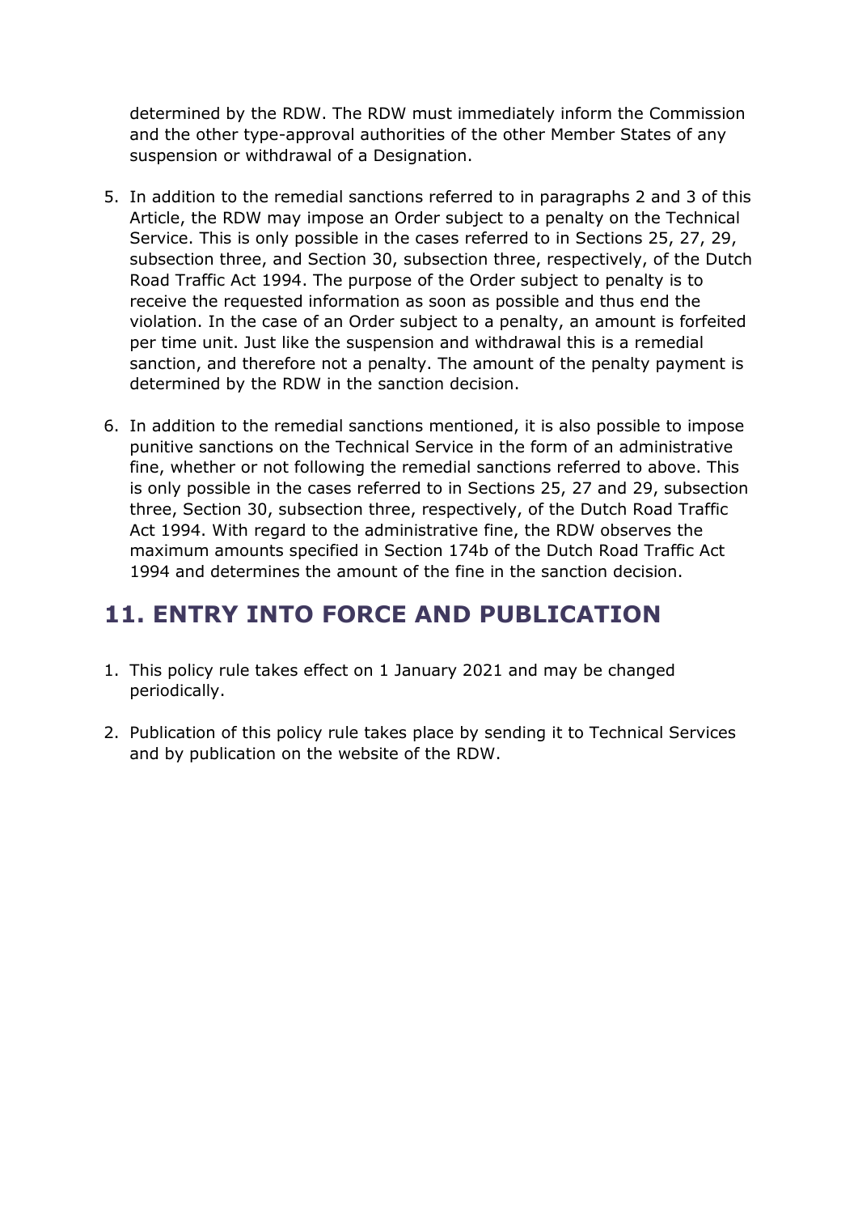determined by the RDW. The RDW must immediately inform the Commission and the other type-approval authorities of the other Member States of any suspension or withdrawal of a Designation.

5. In addition to the remedial sanctions referred to in paragraphs 2 and 3 of this Article, the RDW may impose an Order subject to a penalty on the Technical Service. This is only possible in the cases referred to in Sections 25, 27, 29, subsection three, and Section 30, subsection three, respectively, of the Dutch Road Traffic Act 1994. The purpose of the Order subject to penalty is to receive the requested information as soon as possible and thus end the violation. In the case of an Order subject to a penalty, an amount is forfeited per time unit. Just like the suspension and withdrawal this is a remedial sanction, and therefore not a penalty. The amount of the penalty payment is determined by the RDW in the sanction decision.

6. In addition to the remedial sanctions mentioned, it is also possible to impose punitive sanctions on the Technical Service in the form of an administrative fine, whether or not following the remedial sanctions referred to above. This is only possible in the cases referred to in Sections 25, 27 and 29, subsection three, Section 30, subsection three, respectively, of the Dutch Road Traffic Act 1994. With regard to the administrative fine, the RDW observes the maximum amounts specified in Section 174b of the Dutch Road Traffic Act 1994 and determines the amount of the fine in the sanction decision.

## 11. ENTRY INTO FORCE AND PUBLICATION

1. This policy rule takes effect on 1 January 2021 and may be changed periodically.

2. Publication of this policy rule takes place by sending it to Technical Services and by publication on the website of the RDW.